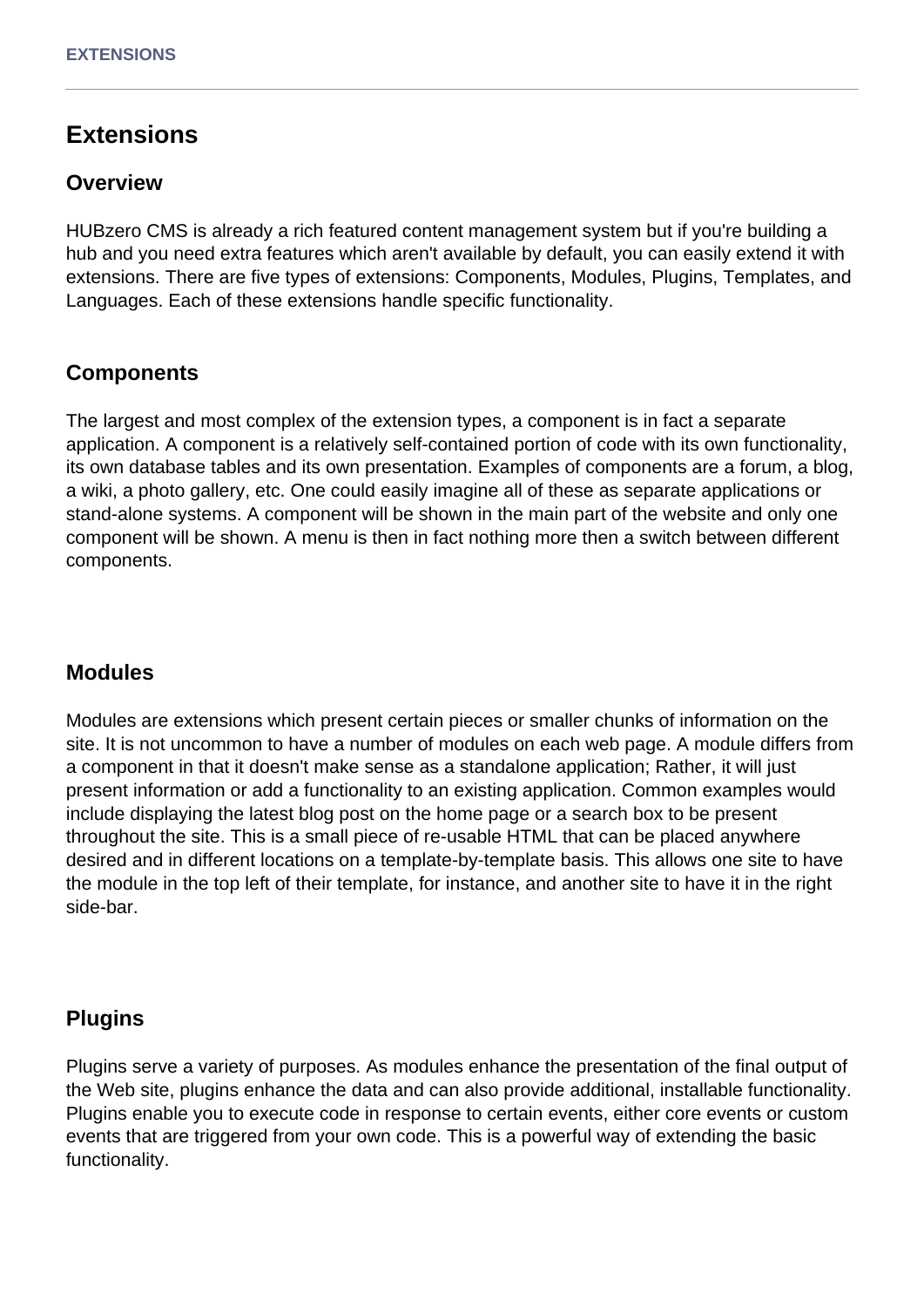# Extensions

## Overview

HUBzero CMS is already a rich featured content management system but if you're building a hub and you need extra features which aren't available by default, you can easily extend it with extensions. There are five types of extensions: Components, Modules, Plugins, Templates, and Languages. Each of these extensions handle specific functionality.

## Components

The largest and most complex of the extension types, a component is in fact a separate application. A component is a relatively self-contained portion of code with its own functionality, its own database tables and its own presentation. Examples of components are a forum, a blog, a wiki, a photo gallery, etc. One could easily imagine all of these as separate applications or stand-alone systems. A component will be shown in the main part of the website and only one component will be shown. A menu is then in fact nothing more then a switch between different components.

## Modules

Modules are extensions which present certain pieces or smaller chunks of information on the site. It is not uncommon to have a number of modules on each web page. A module differs from a component in that it doesn't make sense as a standalone application; Rather, it will just present information or add a functionality to an existing application. Common examples would include displaying the latest blog post on the home page or a search box to be present throughout the site. This is a small piece of re-usable HTML that can be placed anywhere desired and in different locations on a template-by-template basis. This allows one site to have the module in the top left of their template, for instance, and another site to have it in the right side-bar.

## Plugins

Plugins serve a variety of purposes. As modules enhance the presentation of the final output of the Web site, plugins enhance the data and can also provide additional, installable functionality. Plugins enable you to execute code in response to certain events, either core events or custom events that are triggered from your own code. This is a powerful way of extending the basic functionality.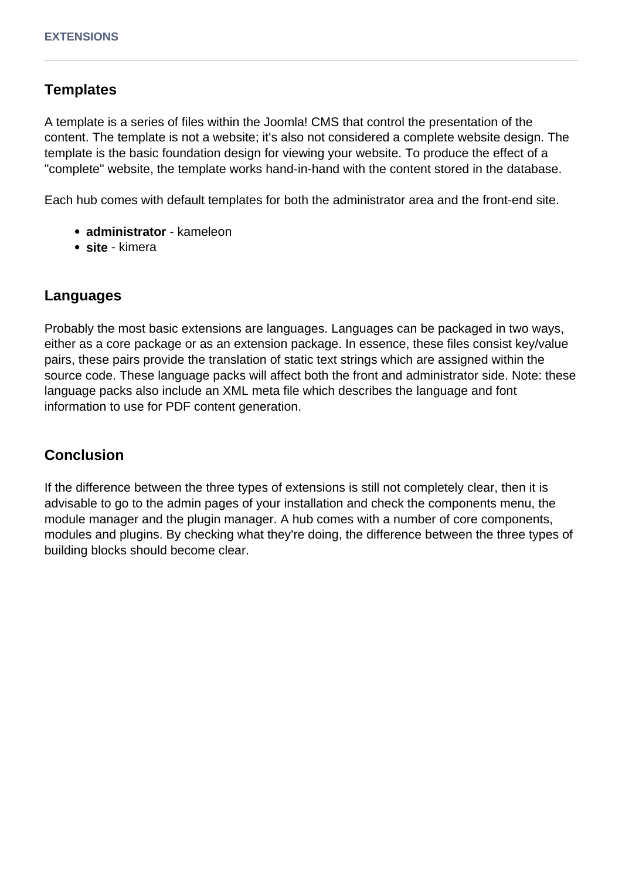## Templates

A template is a series of files within the Joomla! CMS that control the presentation of the content. The template is not a website; it's also not considered a complete website design. The template is the basic foundation design for viewing your website. To produce the effect of a "complete" website, the template works hand-in-hand with the content stored in the database.

Each hub comes with default templates for both the administrator area and the front-end site.

- **administrator** - kameleon
- **site** - kimera

## Languages

Probably the most basic extensions are languages. Languages can be packaged in two ways, either as a core package or as an extension package. In essence, these files consist key/value pairs, these pairs provide the translation of static text strings which are assigned within the source code. These language packs will affect both the front and administrator side. Note: these language packs also include an XML meta file which describes the language and font information to use for PDF content generation.

## Conclusion

If the difference between the three types of extensions is still not completely clear, then it is advisable to go to the admin pages of your installation and check the components menu, the module manager and the plugin manager. A hub comes with a number of core components, modules and plugins. By checking what they're doing, the difference between the three types of building blocks should become clear.